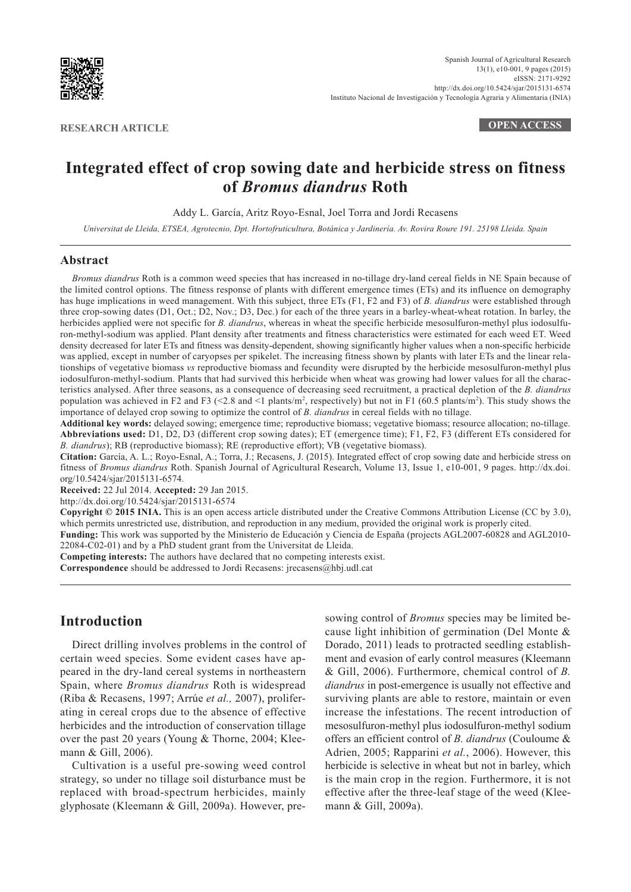RESEARCH ARTICLE

OPEN ACCESS

# Integrated effect of crop sowing date and herbicide stress on fitness of *Bromus diandrus* Roth

Addy L. García, Aritz Royo-Esnal, Joel Torra and Jordi Recasens

*Universitat de Lleida, ETSEA, Agrotecnio, Dpt. Hortofruticultura, Botánica y Jardinería. Av. Rovira Roure 191. 25198 Lleida. Spain*

## Abstract

*Bromus diandrus* Roth is a common weed species that has increased in no-tillage dry-land cereal fields in NE Spain because of the limited control options. The fitness response of plants with different emergence times (ETs) and its influence on demography has huge implications in weed management. With this subject, three ETs (F1, F2 and F3) of *B. diandrus* were established through three crop-sowing dates (D1, Oct.; D2, Nov.; D3, Dec.) for each of the three years in a barley-wheat-wheat rotation. In barley, the herbicides applied were not specific for *B. diandrus*, whereas in wheat the specific herbicide mesosulfuron-methyl plus iodosulfuron-methyl-sodium was applied. Plant density after treatments and fitness characteristics were estimated for each weed ET. Weed density decreased for later ETs and fitness was density-dependent, showing significantly higher values when a non-specific herbicide was applied, except in number of caryopses per spikelet. The increasing fitness shown by plants with later ETs and the linear relationships of vegetative biomass *vs* reproductive biomass and fecundity were disrupted by the herbicide mesosulfuron-methyl plus iodosulfuron-methyl-sodium. Plants that had survived this herbicide when wheat was growing had lower values for all the characteristics analysed. After three seasons, as a consequence of decreasing seed recruitment, a practical depletion of the *B. diandrus* population was achieved in F2 and F3 (<2.8 and <1 plants/m$^2$, respectively) but not in F1 (60.5 plants/m$^2$). This study shows the importance of delayed crop sowing to optimize the control of *B. diandrus* in cereal fields with no tillage.

**Additional key words:** delayed sowing; emergence time; reproductive biomass; vegetative biomass; resource allocation; no-tillage.

**Abbreviations used:** D1, D2, D3 (different crop sowing dates); ET (emergence time); F1, F2, F3 (different ETs considered for *B. diandrus*); RB (reproductive biomass); RE (reproductive effort); VB (vegetative biomass).

**Citation:** García, A. L.; Royo-Esnal, A.; Torra, J.; Recasens, J. (2015). Integrated effect of crop sowing date and herbicide stress on fitness of *Bromus diandrus* Roth. Spanish Journal of Agricultural Research, Volume 13, Issue 1, e10-001, 9 pages. http://dx.doi.org/10.5424/sjar/2015131-6574.

**Received:** 22 Jul 2014. **Accepted:** 29 Jan 2015.

http://dx.doi.org/10.5424/sjar/2015131-6574

**Copyright © 2015 INIA.** This is an open access article distributed under the Creative Commons Attribution License (CC by 3.0), which permits unrestricted use, distribution, and reproduction in any medium, provided the original work is properly cited.

**Funding:** This work was supported by the Ministerio de Educación y Ciencia de España (projects AGL2007-60828 and AGL2010-22084-C02-01) and by a PhD student grant from the Universitat de Lleida.

**Competing interests:** The authors have declared that no competing interests exist.

**Correspondence** should be addressed to Jordi Recasens: jrecasens@hbj.udl.cat

## Introduction

Direct drilling involves problems in the control of certain weed species. Some evident cases have appeared in the dry-land cereal systems in northeastern Spain, where *Bromus diandrus* Roth is widespread (Riba & Recasens, 1997; Arrúe *et al.,* 2007), proliferating in cereal crops due to the absence of effective herbicides and the introduction of conservation tillage over the past 20 years (Young & Thorne, 2004; Kleemann & Gill, 2006).

Cultivation is a useful pre-sowing weed control strategy, so under no tillage soil disturbance must be replaced with broad-spectrum herbicides, mainly glyphosate (Kleemann & Gill, 2009a). However, pre-sowing control of *Bromus* species may be limited because light inhibition of germination (Del Monte & Dorado, 2011) leads to protracted seedling establishment and evasion of early control measures (Kleemann & Gill, 2006). Furthermore, chemical control of *B. diandrus* in post-emergence is usually not effective and surviving plants are able to restore, maintain or even increase the infestations. The recent introduction of mesosulfuron-methyl plus iodosulfuron-methyl sodium offers an efficient control of *B. diandrus* (Couloume & Adrien, 2005; Rapparini *et al.*, 2006). However, this herbicide is selective in wheat but not in barley, which is the main crop in the region. Furthermore, it is not effective after the three-leaf stage of the weed (Kleemann & Gill, 2009a).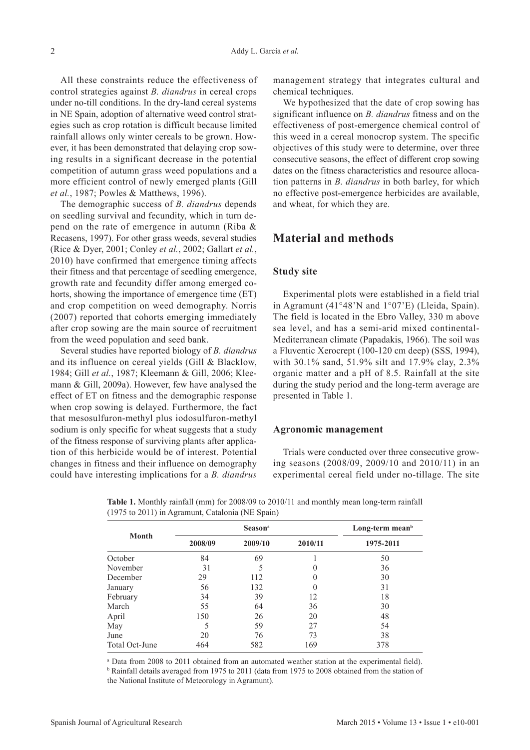All these constraints reduce the effectiveness of control strategies against *B. diandrus* in cereal crops under no-till conditions. In the dry-land cereal systems in NE Spain, adoption of alternative weed control strategies such as crop rotation is difficult because limited rainfall allows only winter cereals to be grown. However, it has been demonstrated that delaying crop sowing results in a significant decrease in the potential competition of autumn grass weed populations and a more efficient control of newly emerged plants (Gill *et al.*, 1987; Powles & Matthews, 1996).

The demographic success of *B. diandrus* depends on seedling survival and fecundity, which in turn depend on the rate of emergence in autumn (Riba & Recasens, 1997). For other grass weeds, several studies (Rice & Dyer, 2001; Conley *et al.*, 2002; Gallart *et al.*, 2010) have confirmed that emergence timing affects their fitness and that percentage of seedling emergence, growth rate and fecundity differ among emerged cohorts, showing the importance of emergence time (ET) and crop competition on weed demography. Norris (2007) reported that cohorts emerging immediately after crop sowing are the main source of recruitment from the weed population and seed bank.

Several studies have reported biology of *B. diandrus* and its influence on cereal yields (Gill & Blacklow, 1984; Gill *et al.*, 1987; Kleemann & Gill, 2006; Kleemann & Gill, 2009a). However, few have analysed the effect of ET on fitness and the demographic response when crop sowing is delayed. Furthermore, the fact that mesosulfuron-methyl plus iodosulfuron-methyl sodium is only specific for wheat suggests that a study of the fitness response of surviving plants after application of this herbicide would be of interest. Potential changes in fitness and their influence on demography could have interesting implications for a *B. diandrus* management strategy that integrates cultural and chemical techniques.

We hypothesized that the date of crop sowing has significant influence on *B. diandrus* fitness and on the effectiveness of post-emergence chemical control of this weed in a cereal monocrop system. The specific objectives of this study were to determine, over three consecutive seasons, the effect of different crop sowing dates on the fitness characteristics and resource allocation patterns in *B. diandrus* in both barley, for which no effective post-emergence herbicides are available, and wheat, for which they are.

## Material and methods

### Study site

Experimental plots were established in a field trial in Agramunt (41°48'N and 1°07'E) (Lleida, Spain). The field is located in the Ebro Valley, 330 m above sea level, and has a semi-arid mixed continental-Mediterranean climate (Papadakis, 1966). The soil was a Fluventic Xerocrept (100-120 cm deep) (SSS, 1994), with 30.1% sand, 51.9% silt and 17.9% clay, 2.3% organic matter and a pH of 8.5. Rainfall at the site during the study period and the long-term average are presented in Table 1.

### Agronomic management

Trials were conducted over three consecutive growing seasons (2008/09, 2009/10 and 2010/11) in an experimental cereal field under no-tillage. The site

**Table 1.** Monthly rainfall (mm) for 2008/09 to 2010/11 and monthly mean long-term rainfall (1975 to 2011) in Agramunt, Catalonia (NE Spain)

| Month | Season[a] | | | Long-term mean[b] |
|---|---|---|---|---|
| | 2008/09 | 2009/10 | 2010/11 | 1975-2011 |
| October | 84 | 69 | 1 | 50 |
| November | 31 | 5 | 0 | 36 |
| December | 29 | 112 | 0 | 30 |
| January | 56 | 132 | 0 | 31 |
| February | 34 | 39 | 12 | 18 |
| March | 55 | 64 | 36 | 30 |
| April | 150 | 26 | 20 | 48 |
| May | 5 | 59 | 27 | 54 |
| June | 20 | 76 | 73 | 38 |
| Total Oct-June | 464 | 582 | 169 | 378 |

[a] Data from 2008 to 2011 obtained from an automated weather station at the experimental field).
[b] Rainfall details averaged from 1975 to 2011 (data from 1975 to 2008 obtained from the station of the National Institute of Meteorology in Agramunt).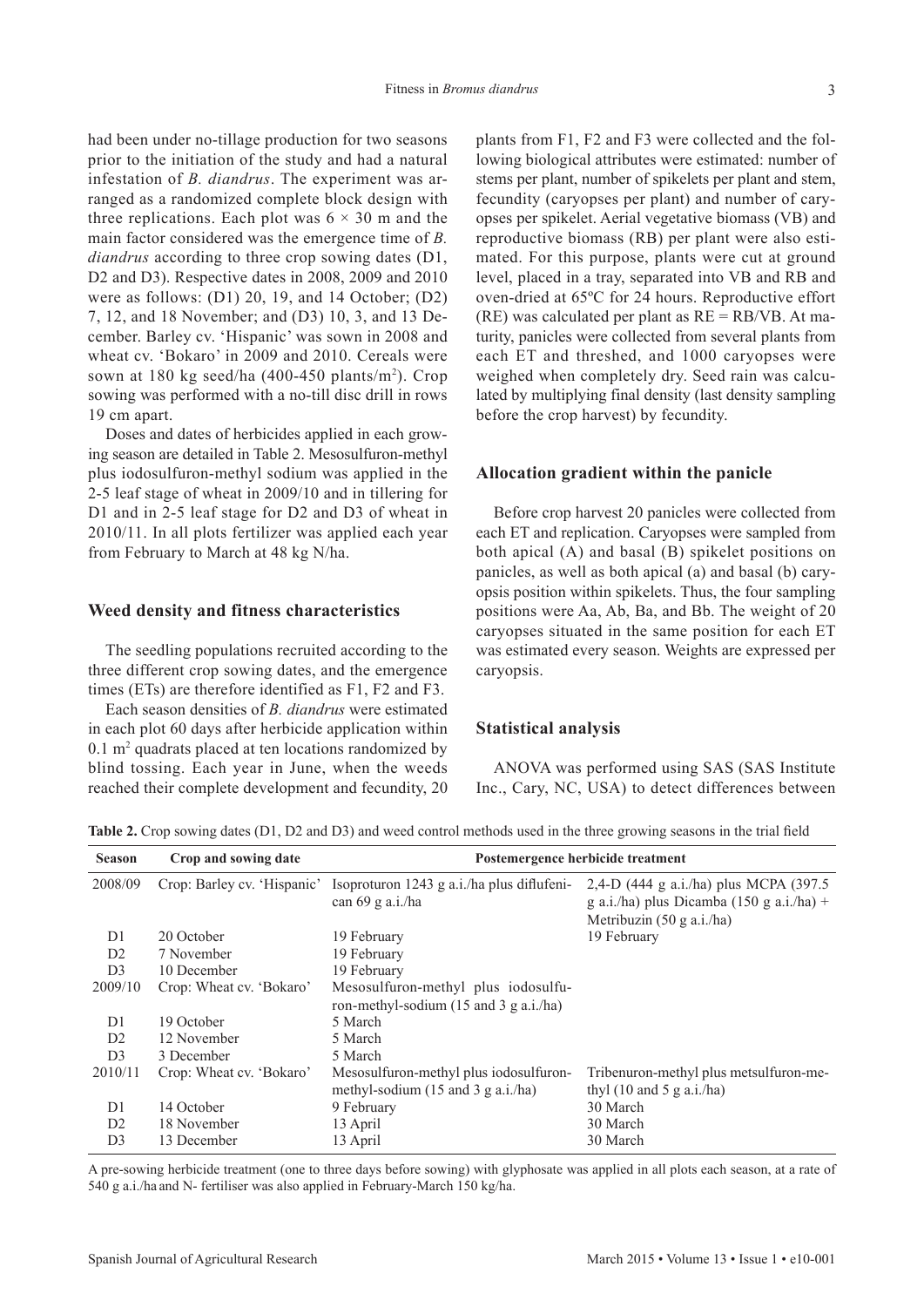had been under no-tillage production for two seasons prior to the initiation of the study and had a natural infestation of *B. diandrus*. The experiment was arranged as a randomized complete block design with three replications. Each plot was $6 \times 30$ m and the main factor considered was the emergence time of *B. diandrus* according to three crop sowing dates (D1, D2 and D3). Respective dates in 2008, 2009 and 2010 were as follows: (D1) 20, 19, and 14 October; (D2) 7, 12, and 18 November; and (D3) 10, 3, and 13 December. Barley cv. 'Hispanic' was sown in 2008 and wheat cv. 'Bokaro' in 2009 and 2010. Cereals were sown at 180 kg seed/ha (400-450 plants/m$^2$). Crop sowing was performed with a no-till disc drill in rows 19 cm apart.

Doses and dates of herbicides applied in each growing season are detailed in Table 2. Mesosulfuron-methyl plus iodosulfuron-methyl sodium was applied in the 2-5 leaf stage of wheat in 2009/10 and in tillering for D1 and in 2-5 leaf stage for D2 and D3 of wheat in 2010/11. In all plots fertilizer was applied each year from February to March at 48 kg N/ha.

## Weed density and fitness characteristics

The seedling populations recruited according to the three different crop sowing dates, and the emergence times (ETs) are therefore identified as F1, F2 and F3.

Each season densities of *B. diandrus* were estimated in each plot 60 days after herbicide application within 0.1 m$^2$ quadrats placed at ten locations randomized by blind tossing. Each year in June, when the weeds reached their complete development and fecundity, 20 plants from F1, F2 and F3 were collected and the following biological attributes were estimated: number of stems per plant, number of spikelets per plant and stem, fecundity (caryopses per plant) and number of caryopses per spikelet. Aerial vegetative biomass (VB) and reproductive biomass (RB) per plant were also estimated. For this purpose, plants were cut at ground level, placed in a tray, separated into VB and RB and oven-dried at 65ºC for 24 hours. Reproductive effort (RE) was calculated per plant as $RE = RB/VB$. At maturity, panicles were collected from several plants from each ET and threshed, and 1000 caryopses were weighed when completely dry. Seed rain was calculated by multiplying final density (last density sampling before the crop harvest) by fecundity.

## Allocation gradient within the panicle

Before crop harvest 20 panicles were collected from each ET and replication. Caryopses were sampled from both apical (A) and basal (B) spikelet positions on panicles, as well as both apical (a) and basal (b) caryopsis position within spikelets. Thus, the four sampling positions were Aa, Ab, Ba, and Bb. The weight of 20 caryopses situated in the same position for each ET was estimated every season. Weights are expressed per caryopsis.

## Statistical analysis

ANOVA was performed using SAS (SAS Institute Inc., Cary, NC, USA) to detect differences between

**Table 2.** Crop sowing dates (D1, D2 and D3) and weed control methods used in the three growing seasons in the trial field

| Season | Crop and sowing date | Postemergence herbicide treatment | |
|---|---|---|---|
| 2008/09 | Crop: Barley cv. 'Hispanic' | Isoproturon 1243 g a.i./ha plus diflufenican 69 g a.i./ha | 2,4-D (444 g a.i./ha) plus MCPA (397.5 g a.i./ha) plus Dicamba (150 g a.i./ha) + Metribuzin (50 g a.i./ha) |
| D1 | 20 October | 19 February | 19 February |
| D2 | 7 November | 19 February | |
| D3 | 10 December | 19 February | |
| 2009/10 | Crop: Wheat cv. 'Bokaro' | Mesosulfuron-methyl plus iodosulfuron-methyl-sodium (15 and 3 g a.i./ha) | |
| D1 | 19 October | 5 March | |
| D2 | 12 November | 5 March | |
| D3 | 3 December | 5 March | |
| 2010/11 | Crop: Wheat cv. 'Bokaro' | Mesosulfuron-methyl plus iodosulfuron-methyl-sodium (15 and 3 g a.i./ha) | Tribenuron-methyl plus metsulfuron-methyl (10 and 5 g a.i./ha) |
| D1 | 14 October | 9 February | 30 March |
| D2 | 18 November | 13 April | 30 March |
| D3 | 13 December | 13 April | 30 March |

A pre-sowing herbicide treatment (one to three days before sowing) with glyphosate was applied in all plots each season, at a rate of 540 g a.i./ha and N- fertiliser was also applied in February-March 150 kg/ha.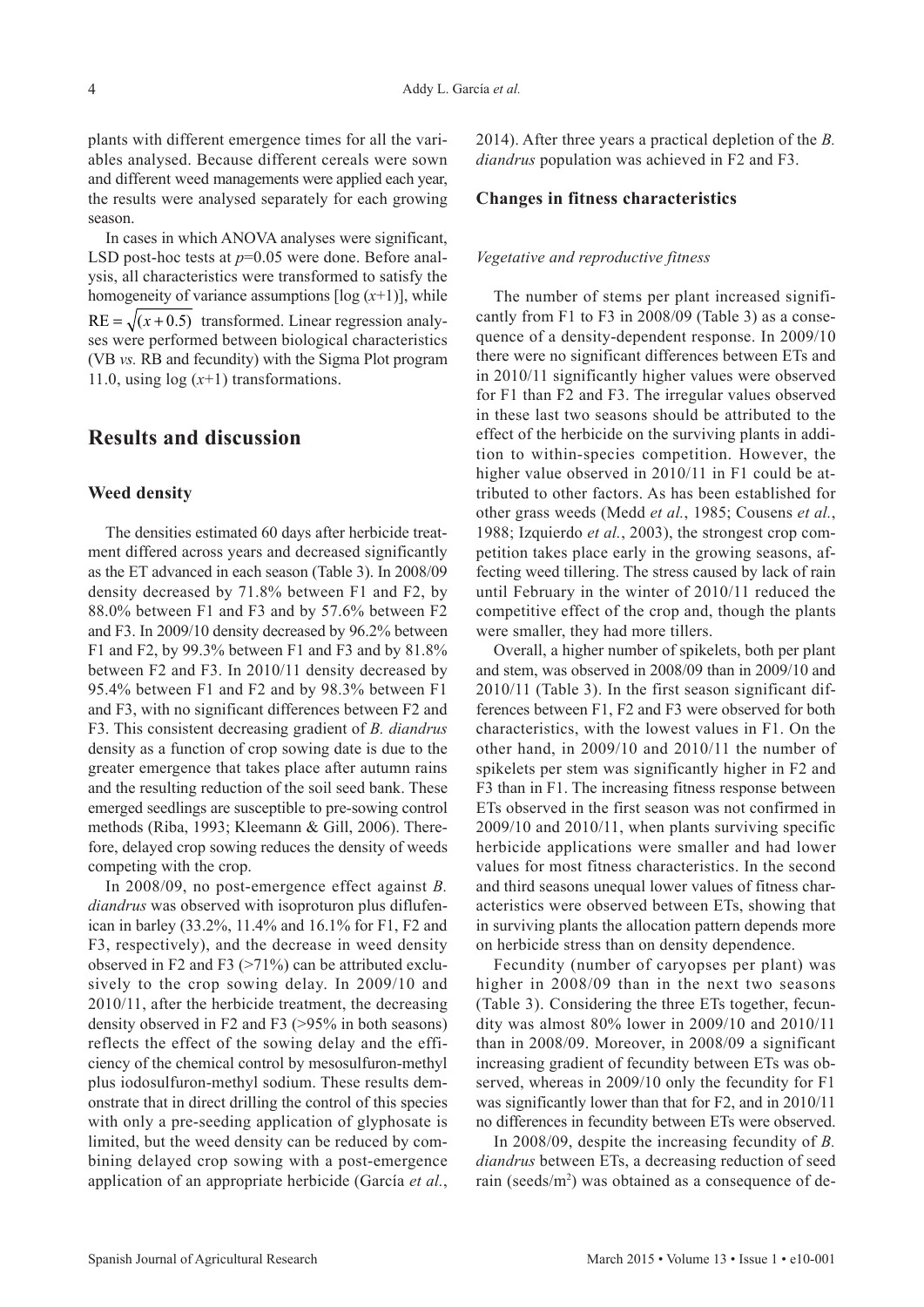plants with different emergence times for all the variables analysed. Because different cereals were sown and different weed managements were applied each year, the results were analysed separately for each growing season.

In cases in which ANOVA analyses were significant, LSD post-hoc tests at $p$=0.05 were done. Before analysis, all characteristics were transformed to satisfy the homogeneity of variance assumptions [log ($x$+1)], while $\mathrm{RE} = \sqrt{(x+0.5)}$ transformed. Linear regression analyses were performed between biological characteristics (VB *vs.* RB and fecundity) with the Sigma Plot program 11.0, using log ($x$+1) transformations.

## Results and discussion

### Weed density

The densities estimated 60 days after herbicide treatment differed across years and decreased significantly as the ET advanced in each season (Table 3). In 2008/09 density decreased by 71.8% between F1 and F2, by 88.0% between F1 and F3 and by 57.6% between F2 and F3. In 2009/10 density decreased by 96.2% between F1 and F2, by 99.3% between F1 and F3 and by 81.8% between F2 and F3. In 2010/11 density decreased by 95.4% between F1 and F2 and by 98.3% between F1 and F3, with no significant differences between F2 and F3. This consistent decreasing gradient of *B. diandrus* density as a function of crop sowing date is due to the greater emergence that takes place after autumn rains and the resulting reduction of the soil seed bank. These emerged seedlings are susceptible to pre-sowing control methods (Riba, 1993; Kleemann & Gill, 2006). Therefore, delayed crop sowing reduces the density of weeds competing with the crop.

In 2008/09, no post-emergence effect against *B. diandrus* was observed with isoproturon plus diflufenican in barley (33.2%, 11.4% and 16.1% for F1, F2 and F3, respectively), and the decrease in weed density observed in F2 and F3 (>71%) can be attributed exclusively to the crop sowing delay. In 2009/10 and 2010/11, after the herbicide treatment, the decreasing density observed in F2 and F3 (>95% in both seasons) reflects the effect of the sowing delay and the efficiency of the chemical control by mesosulfuron-methyl plus iodosulfuron-methyl sodium. These results demonstrate that in direct drilling the control of this species with only a pre-seeding application of glyphosate is limited, but the weed density can be reduced by combining delayed crop sowing with a post-emergence application of an appropriate herbicide (García *et al.*, 2014). After three years a practical depletion of the *B. diandrus* population was achieved in F2 and F3.

### Changes in fitness characteristics

#### *Vegetative and reproductive fitness*

The number of stems per plant increased significantly from F1 to F3 in 2008/09 (Table 3) as a consequence of a density-dependent response. In 2009/10 there were no significant differences between ETs and in 2010/11 significantly higher values were observed for F1 than F2 and F3. The irregular values observed in these last two seasons should be attributed to the effect of the herbicide on the surviving plants in addition to within-species competition. However, the higher value observed in 2010/11 in F1 could be attributed to other factors. As has been established for other grass weeds (Medd *et al.*, 1985; Cousens *et al.*, 1988; Izquierdo *et al.*, 2003), the strongest crop competition takes place early in the growing seasons, affecting weed tillering. The stress caused by lack of rain until February in the winter of 2010/11 reduced the competitive effect of the crop and, though the plants were smaller, they had more tillers.

Overall, a higher number of spikelets, both per plant and stem, was observed in 2008/09 than in 2009/10 and 2010/11 (Table 3). In the first season significant differences between F1, F2 and F3 were observed for both characteristics, with the lowest values in F1. On the other hand, in 2009/10 and 2010/11 the number of spikelets per stem was significantly higher in F2 and F3 than in F1. The increasing fitness response between ETs observed in the first season was not confirmed in 2009/10 and 2010/11, when plants surviving specific herbicide applications were smaller and had lower values for most fitness characteristics. In the second and third seasons unequal lower values of fitness characteristics were observed between ETs, showing that in surviving plants the allocation pattern depends more on herbicide stress than on density dependence.

Fecundity (number of caryopses per plant) was higher in 2008/09 than in the next two seasons (Table 3). Considering the three ETs together, fecundity was almost 80% lower in 2009/10 and 2010/11 than in 2008/09. Moreover, in 2008/09 a significant increasing gradient of fecundity between ETs was observed, whereas in 2009/10 only the fecundity for F1 was significantly lower than that for F2, and in 2010/11 no differences in fecundity between ETs were observed.

In 2008/09, despite the increasing fecundity of *B. diandrus* between ETs, a decreasing reduction of seed rain (seeds/m$^2$) was obtained as a consequence of de-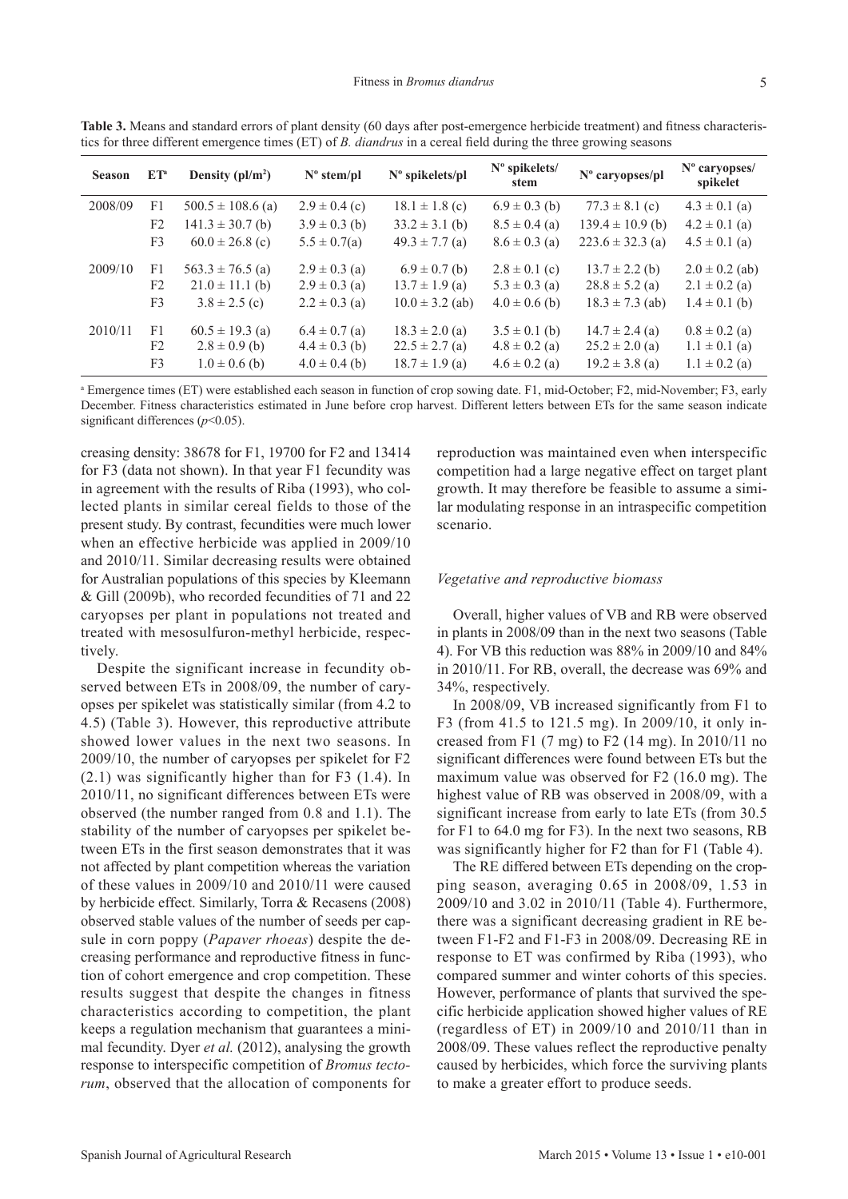**Table 3.** Means and standard errors of plant density (60 days after post-emergence herbicide treatment) and fitness characteristics for three different emergence times (ET) of *B. diandrus* in a cereal field during the three growing seasons

| Season | ET[a] | Density (pl/m$^2$) | Nº stem/pl | Nº spikelets/pl | Nº spikelets/ stem | Nº caryopses/pl | Nº caryopses/ spikelet |
|---|---|---|---|---|---|---|---|
| 2008/09 | F1 | 500.5 ± 108.6 (a) | 2.9 ± 0.4 (c) | 18.1 ± 1.8 (c) | 6.9 ± 0.3 (b) | 77.3 ± 8.1 (c) | 4.3 ± 0.1 (a) |
| | F2 | 141.3 ± 30.7 (b) | 3.9 ± 0.3 (b) | 33.2 ± 3.1 (b) | 8.5 ± 0.4 (a) | 139.4 ± 10.9 (b) | 4.2 ± 0.1 (a) |
| | F3 | 60.0 ± 26.8 (c) | 5.5 ± 0.7(a) | 49.3 ± 7.7 (a) | 8.6 ± 0.3 (a) | 223.6 ± 32.3 (a) | 4.5 ± 0.1 (a) |
| 2009/10 | F1 | 563.3 ± 76.5 (a) | 2.9 ± 0.3 (a) | 6.9 ± 0.7 (b) | 2.8 ± 0.1 (c) | 13.7 ± 2.2 (b) | 2.0 ± 0.2 (ab) |
| | F2 | 21.0 ± 11.1 (b) | 2.9 ± 0.3 (a) | 13.7 ± 1.9 (a) | 5.3 ± 0.3 (a) | 28.8 ± 5.2 (a) | 2.1 ± 0.2 (a) |
| | F3 | 3.8 ± 2.5 (c) | 2.2 ± 0.3 (a) | 10.0 ± 3.2 (ab) | 4.0 ± 0.6 (b) | 18.3 ± 7.3 (ab) | 1.4 ± 0.1 (b) |
| 2010/11 | F1 | 60.5 ± 19.3 (a) | 6.4 ± 0.7 (a) | 18.3 ± 2.0 (a) | 3.5 ± 0.1 (b) | 14.7 ± 2.4 (a) | 0.8 ± 0.2 (a) |
| | F2 | 2.8 ± 0.9 (b) | 4.4 ± 0.3 (b) | 22.5 ± 2.7 (a) | 4.8 ± 0.2 (a) | 25.2 ± 2.0 (a) | 1.1 ± 0.1 (a) |
| | F3 | 1.0 ± 0.6 (b) | 4.0 ± 0.4 (b) | 18.7 ± 1.9 (a) | 4.6 ± 0.2 (a) | 19.2 ± 3.8 (a) | 1.1 ± 0.2 (a) |

[a] Emergence times (ET) were established each season in function of crop sowing date. F1, mid-October; F2, mid-November; F3, early December. Fitness characteristics estimated in June before crop harvest. Different letters between ETs for the same season indicate significant differences ($p$<0.05).

creasing density: 38678 for F1, 19700 for F2 and 13414 for F3 (data not shown). In that year F1 fecundity was in agreement with the results of Riba (1993), who collected plants in similar cereal fields to those of the present study. By contrast, fecundities were much lower when an effective herbicide was applied in 2009/10 and 2010/11. Similar decreasing results were obtained for Australian populations of this species by Kleemann & Gill (2009b), who recorded fecundities of 71 and 22 caryopses per plant in populations not treated and treated with mesosulfuron-methyl herbicide, respectively.

Despite the significant increase in fecundity observed between ETs in 2008/09, the number of caryopses per spikelet was statistically similar (from 4.2 to 4.5) (Table 3). However, this reproductive attribute showed lower values in the next two seasons. In 2009/10, the number of caryopses per spikelet for F2 (2.1) was significantly higher than for F3 (1.4). In 2010/11, no significant differences between ETs were observed (the number ranged from 0.8 and 1.1). The stability of the number of caryopses per spikelet between ETs in the first season demonstrates that it was not affected by plant competition whereas the variation of these values in 2009/10 and 2010/11 were caused by herbicide effect. Similarly, Torra & Recasens (2008) observed stable values of the number of seeds per capsule in corn poppy (*Papaver rhoeas*) despite the decreasing performance and reproductive fitness in function of cohort emergence and crop competition. These results suggest that despite the changes in fitness characteristics according to competition, the plant keeps a regulation mechanism that guarantees a minimal fecundity. Dyer *et al.* (2012), analysing the growth response to interspecific competition of *Bromus tectorum*, observed that the allocation of components for reproduction was maintained even when interspecific competition had a large negative effect on target plant growth. It may therefore be feasible to assume a similar modulating response in an intraspecific competition scenario.

### *Vegetative and reproductive biomass*

Overall, higher values of VB and RB were observed in plants in 2008/09 than in the next two seasons (Table 4). For VB this reduction was 88% in 2009/10 and 84% in 2010/11. For RB, overall, the decrease was 69% and 34%, respectively.

In 2008/09, VB increased significantly from F1 to F3 (from 41.5 to 121.5 mg). In 2009/10, it only increased from F1 (7 mg) to F2 (14 mg). In 2010/11 no significant differences were found between ETs but the maximum value was observed for F2 (16.0 mg). The highest value of RB was observed in 2008/09, with a significant increase from early to late ETs (from 30.5 for F1 to 64.0 mg for F3). In the next two seasons, RB was significantly higher for F2 than for F1 (Table 4).

The RE differed between ETs depending on the cropping season, averaging 0.65 in 2008/09, 1.53 in 2009/10 and 3.02 in 2010/11 (Table 4). Furthermore, there was a significant decreasing gradient in RE between F1-F2 and F1-F3 in 2008/09. Decreasing RE in response to ET was confirmed by Riba (1993), who compared summer and winter cohorts of this species. However, performance of plants that survived the specific herbicide application showed higher values of RE (regardless of ET) in 2009/10 and 2010/11 than in 2008/09. These values reflect the reproductive penalty caused by herbicides, which force the surviving plants to make a greater effort to produce seeds.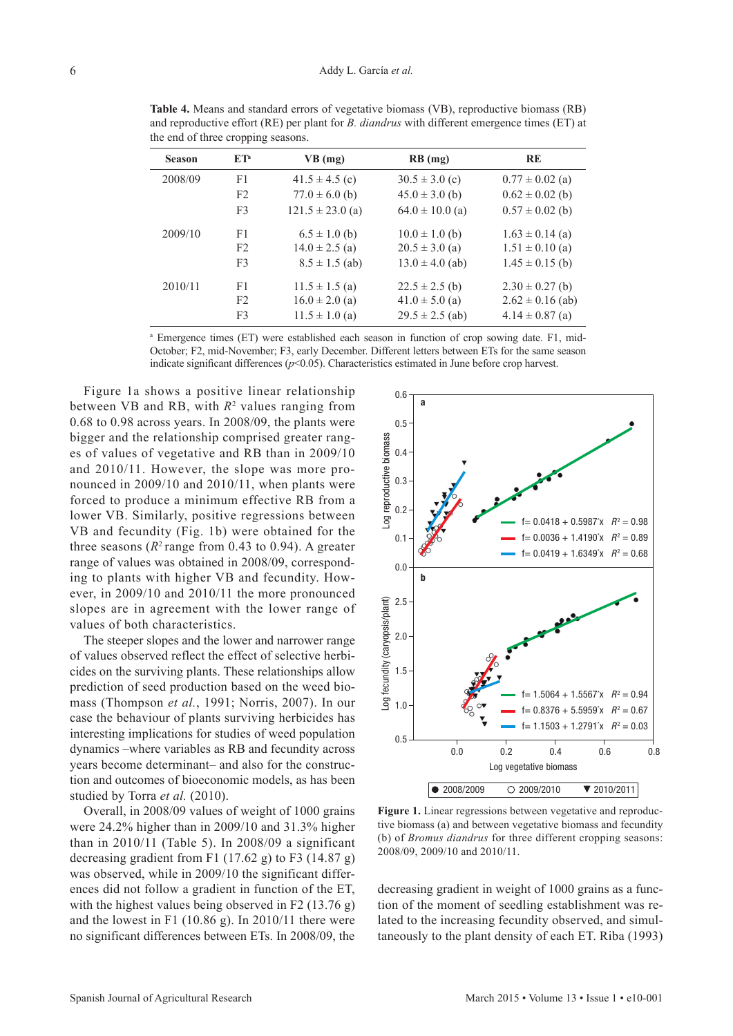**Table 4.** Means and standard errors of vegetative biomass (VB), reproductive biomass (RB) and reproductive effort (RE) per plant for *B. diandrus* with different emergence times (ET) at the end of three cropping seasons.

| Season | ET[a] | VB (mg) | RB (mg) | RE |
|---|---|---|---|---|
| 2008/09 | F1 | 41.5 ± 4.5 (c) | 30.5 ± 3.0 (c) | 0.77 ± 0.02 (a) |
| | F2 | 77.0 ± 6.0 (b) | 45.0 ± 3.0 (b) | 0.62 ± 0.02 (b) |
| | F3 | 121.5 ± 23.0 (a) | 64.0 ± 10.0 (a) | 0.57 ± 0.02 (b) |
| 2009/10 | F1 | 6.5 ± 1.0 (b) | 10.0 ± 1.0 (b) | 1.63 ± 0.14 (a) |
| | F2 | 14.0 ± 2.5 (a) | 20.5 ± 3.0 (a) | 1.51 ± 0.10 (a) |
| | F3 | 8.5 ± 1.5 (ab) | 13.0 ± 4.0 (ab) | 1.45 ± 0.15 (b) |
| 2010/11 | F1 | 11.5 ± 1.5 (a) | 22.5 ± 2.5 (b) | 2.30 ± 0.27 (b) |
| | F2 | 16.0 ± 2.0 (a) | 41.0 ± 5.0 (a) | 2.62 ± 0.16 (ab) |
| | F3 | 11.5 ± 1.0 (a) | 29.5 ± 2.5 (ab) | 4.14 ± 0.87 (a) |

[a] Emergence times (ET) were established each season in function of crop sowing date. F1, mid-October; F2, mid-November; F3, early December. Different letters between ETs for the same season indicate significant differences ($p$<0.05). Characteristics estimated in June before crop harvest.

Figure 1a shows a positive linear relationship between VB and RB, with $R^2$ values ranging from 0.68 to 0.98 across years. In 2008/09, the plants were bigger and the relationship comprised greater ranges of values of vegetative and RB than in 2009/10 and 2010/11. However, the slope was more pronounced in 2009/10 and 2010/11, when plants were forced to produce a minimum effective RB from a lower VB. Similarly, positive regressions between VB and fecundity (Fig. 1b) were obtained for the three seasons ($R^2$ range from 0.43 to 0.94). A greater range of values was obtained in 2008/09, corresponding to plants with higher VB and fecundity. However, in 2009/10 and 2010/11 the more pronounced slopes are in agreement with the lower range of values of both characteristics.

The steeper slopes and the lower and narrower range of values observed reflect the effect of selective herbicides on the surviving plants. These relationships allow prediction of seed production based on the weed biomass (Thompson *et al.*, 1991; Norris, 2007). In our case the behaviour of plants surviving herbicides has interesting implications for studies of weed population dynamics –where variables as RB and fecundity across years become determinant– and also for the construction and outcomes of bioeconomic models, as has been studied by Torra *et al.* (2010).

Overall, in 2008/09 values of weight of 1000 grains were 24.2% higher than in 2009/10 and 31.3% higher than in 2010/11 (Table 5). In 2008/09 a significant decreasing gradient from F1 (17.62 g) to F3 (14.87 g) was observed, while in 2009/10 the significant differences did not follow a gradient in function of the ET, with the highest values being observed in F2 (13.76 g) and the lowest in F1 (10.86 g). In 2010/11 there were no significant differences between ETs. In 2008/09, the decreasing gradient in weight of 1000 grains as a function of the moment of seedling establishment was related to the increasing fecundity observed, and simultaneously to the plant density of each ET. Riba (1993)

a

Log reproductive biomass

f= 0.0418 + 0.5987*x $R^2$ = 0.98
f= 0.0036 + 1.4190*x $R^2$ = 0.89
f= 0.0419 + 1.6349*x $R^2$ = 0.68

b

Log fecundity (caryopsis/plant)

f= 1.5064 + 1.5567*x $R^2$ = 0.94
f= 0.8376 + 5.5959*x $R^2$ = 0.67
f= 1.1503 + 1.2791*x $R^2$ = 0.03

Log vegetative biomass

● 2008/2009 ○ 2009/2010 ▼ 2010/2011

**Figure 1.** Linear regressions between vegetative and reproductive biomass (a) and between vegetative biomass and fecundity (b) of *Bromus diandrus* for three different cropping seasons: 2008/09, 2009/10 and 2010/11.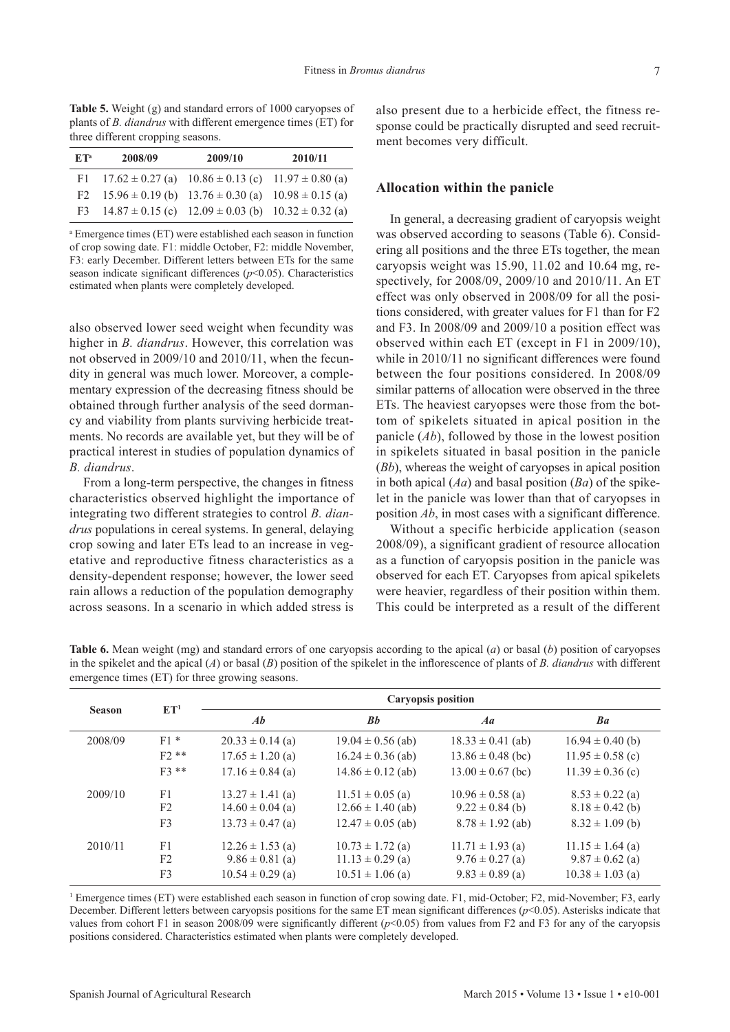**Table 5.** Weight (g) and standard errors of 1000 caryopses of plants of *B. diandrus* with different emergence times (ET) for three different cropping seasons.

| ET[a] | 2008/09 | 2009/10 | 2010/11 |
|---|---|---|---|
| F1 | 17.62 ± 0.27 (a) | 10.86 ± 0.13 (c) | 11.97 ± 0.80 (a) |
| F2 | 15.96 ± 0.19 (b) | 13.76 ± 0.30 (a) | 10.98 ± 0.15 (a) |
| F3 | 14.87 ± 0.15 (c) | 12.09 ± 0.03 (b) | 10.32 ± 0.32 (a) |

[a] Emergence times (ET) were established each season in function of crop sowing date. F1: middle October, F2: middle November, F3: early December. Different letters between ETs for the same season indicate significant differences ($p$<0.05). Characteristics estimated when plants were completely developed.

also observed lower seed weight when fecundity was higher in *B. diandrus*. However, this correlation was not observed in 2009/10 and 2010/11, when the fecundity in general was much lower. Moreover, a complementary expression of the decreasing fitness should be obtained through further analysis of the seed dormancy and viability from plants surviving herbicide treatments. No records are available yet, but they will be of practical interest in studies of population dynamics of *B. diandrus*.

From a long-term perspective, the changes in fitness characteristics observed highlight the importance of integrating two different strategies to control *B. diandrus* populations in cereal systems. In general, delaying crop sowing and later ETs lead to an increase in vegetative and reproductive fitness characteristics as a density-dependent response; however, the lower seed rain allows a reduction of the population demography across seasons. In a scenario in which added stress is also present due to a herbicide effect, the fitness response could be practically disrupted and seed recruitment becomes very difficult.

## Allocation within the panicle

In general, a decreasing gradient of caryopsis weight was observed according to seasons (Table 6). Considering all positions and the three ETs together, the mean caryopsis weight was 15.90, 11.02 and 10.64 mg, respectively, for 2008/09, 2009/10 and 2010/11. An ET effect was only observed in 2008/09 for all the positions considered, with greater values for F1 than for F2 and F3. In 2008/09 and 2009/10 a position effect was observed within each ET (except in F1 in 2009/10), while in 2010/11 no significant differences were found between the four positions considered. In 2008/09 similar patterns of allocation were observed in the three ETs. The heaviest caryopses were those from the bottom of spikelets situated in apical position in the panicle (*Ab*), followed by those in the lowest position in spikelets situated in basal position in the panicle (*Bb*), whereas the weight of caryopses in apical position in both apical (*Aa*) and basal position (*Ba*) of the spikelet in the panicle was lower than that of caryopses in position *Ab*, in most cases with a significant difference.

Without a specific herbicide application (season 2008/09), a significant gradient of resource allocation as a function of caryopsis position in the panicle was observed for each ET. Caryopses from apical spikelets were heavier, regardless of their position within them. This could be interpreted as a result of the different

**Table 6.** Mean weight (mg) and standard errors of one caryopsis according to the apical (*a*) or basal (*b*) position of caryopses in the spikelet and the apical (*A*) or basal (*B*) position of the spikelet in the inflorescence of plants of *B. diandrus* with different emergence times (ET) for three growing seasons.

| Season | ET[1] | Caryopsis position | | | |
|---|---|---|---|---|---|
| | | ***Ab*** | ***Bb*** | ***Aa*** | ***Ba*** |
| 2008/09 | F1 * | 20.33 ± 0.14 (a) | 19.04 ± 0.56 (ab) | 18.33 ± 0.41 (ab) | 16.94 ± 0.40 (b) |
| | F2 ** | 17.65 ± 1.20 (a) | 16.24 ± 0.36 (ab) | 13.86 ± 0.48 (bc) | 11.95 ± 0.58 (c) |
| | F3 ** | 17.16 ± 0.84 (a) | 14.86 ± 0.12 (ab) | 13.00 ± 0.67 (bc) | 11.39 ± 0.36 (c) |
| 2009/10 | F1 | 13.27 ± 1.41 (a) | 11.51 ± 0.05 (a) | 10.96 ± 0.58 (a) | 8.53 ± 0.22 (a) |
| | F2 | 14.60 ± 0.04 (a) | 12.66 ± 1.40 (ab) | 9.22 ± 0.84 (b) | 8.18 ± 0.42 (b) |
| | F3 | 13.73 ± 0.47 (a) | 12.47 ± 0.05 (ab) | 8.78 ± 1.92 (ab) | 8.32 ± 1.09 (b) |
| 2010/11 | F1 | 12.26 ± 1.53 (a) | 10.73 ± 1.72 (a) | 11.71 ± 1.93 (a) | 11.15 ± 1.64 (a) |
| | F2 | 9.86 ± 0.81 (a) | 11.13 ± 0.29 (a) | 9.76 ± 0.27 (a) | 9.87 ± 0.62 (a) |
| | F3 | 10.54 ± 0.29 (a) | 10.51 ± 1.06 (a) | 9.83 ± 0.89 (a) | 10.38 ± 1.03 (a) |

[1] Emergence times (ET) were established each season in function of crop sowing date. F1, mid-October; F2, mid-November; F3, early December. Different letters between caryopsis positions for the same ET mean significant differences ($p$<0.05). Asterisks indicate that values from cohort F1 in season 2008/09 were significantly different ($p$<0.05) from values from F2 and F3 for any of the caryopsis positions considered. Characteristics estimated when plants were completely developed.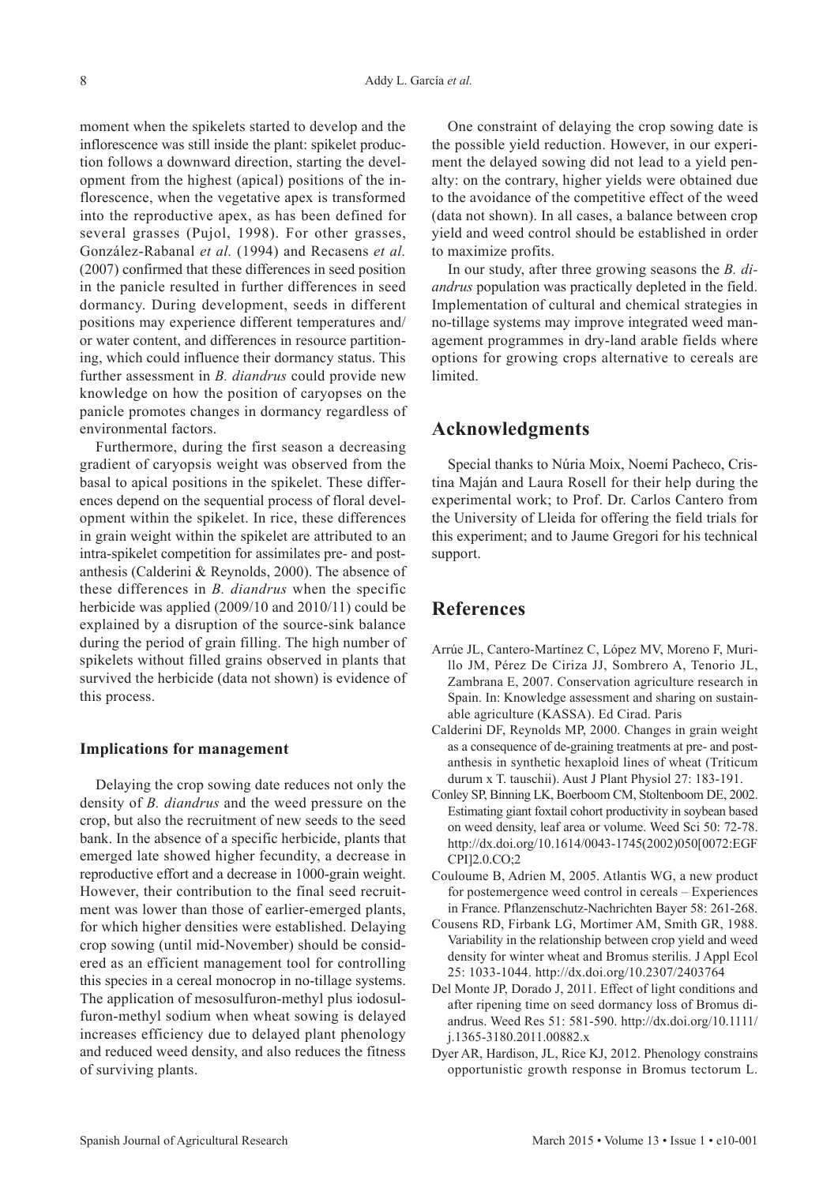moment when the spikelets started to develop and the inflorescence was still inside the plant: spikelet production follows a downward direction, starting the development from the highest (apical) positions of the inflorescence, when the vegetative apex is transformed into the reproductive apex, as has been defined for several grasses (Pujol, 1998). For other grasses, González-Rabanal *et al.* (1994) and Recasens *et al.* (2007) confirmed that these differences in seed position in the panicle resulted in further differences in seed dormancy. During development, seeds in different positions may experience different temperatures and/or water content, and differences in resource partitioning, which could influence their dormancy status. This further assessment in *B. diandrus* could provide new knowledge on how the position of caryopses on the panicle promotes changes in dormancy regardless of environmental factors.

Furthermore, during the first season a decreasing gradient of caryopsis weight was observed from the basal to apical positions in the spikelet. These differences depend on the sequential process of floral development within the spikelet. In rice, these differences in grain weight within the spikelet are attributed to an intra-spikelet competition for assimilates pre- and post-anthesis (Calderini & Reynolds, 2000). The absence of these differences in *B. diandrus* when the specific herbicide was applied (2009/10 and 2010/11) could be explained by a disruption of the source-sink balance during the period of grain filling. The high number of spikelets without filled grains observed in plants that survived the herbicide (data not shown) is evidence of this process.

### Implications for management

Delaying the crop sowing date reduces not only the density of *B. diandrus* and the weed pressure on the crop, but also the recruitment of new seeds to the seed bank. In the absence of a specific herbicide, plants that emerged late showed higher fecundity, a decrease in reproductive effort and a decrease in 1000-grain weight. However, their contribution to the final seed recruitment was lower than those of earlier-emerged plants, for which higher densities were established. Delaying crop sowing (until mid-November) should be considered as an efficient management tool for controlling this species in a cereal monocrop in no-tillage systems. The application of mesosulfuron-methyl plus iodosulfuron-methyl sodium when wheat sowing is delayed increases efficiency due to delayed plant phenology and reduced weed density, and also reduces the fitness of surviving plants.

One constraint of delaying the crop sowing date is the possible yield reduction. However, in our experiment the delayed sowing did not lead to a yield penalty: on the contrary, higher yields were obtained due to the avoidance of the competitive effect of the weed (data not shown). In all cases, a balance between crop yield and weed control should be established in order to maximize profits.

In our study, after three growing seasons the *B. diandrus* population was practically depleted in the field. Implementation of cultural and chemical strategies in no-tillage systems may improve integrated weed management programmes in dry-land arable fields where options for growing crops alternative to cereals are limited.

## Acknowledgments

Special thanks to Núria Moix, Noemí Pacheco, Cristina Maján and Laura Rosell for their help during the experimental work; to Prof. Dr. Carlos Cantero from the University of Lleida for offering the field trials for this experiment; and to Jaume Gregori for his technical support.

## References

Arrúe JL, Cantero-Martínez C, López MV, Moreno F, Murillo JM, Pérez De Ciriza JJ, Sombrero A, Tenorio JL, Zambrana E, 2007. Conservation agriculture research in Spain. In: Knowledge assessment and sharing on sustainable agriculture (KASSA). Ed Cirad. Paris

Calderini DF, Reynolds MP, 2000. Changes in grain weight as a consequence of de-graining treatments at pre- and post-anthesis in synthetic hexaploid lines of wheat (Triticum durum x T. tauschii). Aust J Plant Physiol 27: 183-191.

Conley SP, Binning LK, Boerboom CM, Stoltenboom DE, 2002. Estimating giant foxtail cohort productivity in soybean based on weed density, leaf area or volume. Weed Sci 50: 72-78. http://dx.doi.org/10.1614/0043-1745(2002)050[0072:EGFCPI]2.0.CO;2

Couloume B, Adrien M, 2005. Atlantis WG, a new product for postemergence weed control in cereals – Experiences in France. Pflanzenschutz-Nachrichten Bayer 58: 261-268.

Cousens RD, Firbank LG, Mortimer AM, Smith GR, 1988. Variability in the relationship between crop yield and weed density for winter wheat and Bromus sterilis. J Appl Ecol 25: 1033-1044. http://dx.doi.org/10.2307/2403764

Del Monte JP, Dorado J, 2011. Effect of light conditions and after ripening time on seed dormancy loss of Bromus diandrus. Weed Res 51: 581-590. http://dx.doi.org/10.1111/j.1365-3180.2011.00882.x

Dyer AR, Hardison, JL, Rice KJ, 2012. Phenology constrains opportunistic growth response in Bromus tectorum L.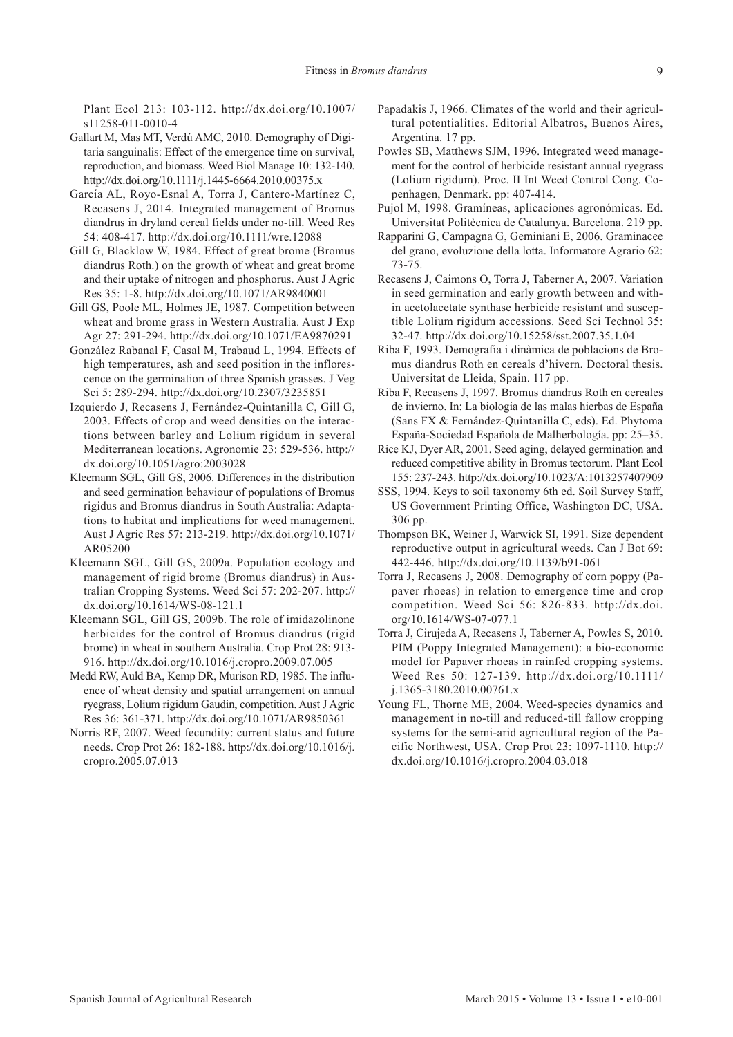Plant Ecol 213: 103-112. http://dx.doi.org/10.1007/s11258-011-0010-4

Gallart M, Mas MT, Verdú AMC, 2010. Demography of Digitaria sanguinalis: Effect of the emergence time on survival, reproduction, and biomass. Weed Biol Manage 10: 132-140. http://dx.doi.org/10.1111/j.1445-6664.2010.00375.x

García AL, Royo-Esnal A, Torra J, Cantero-Martínez C, Recasens J, 2014. Integrated management of Bromus diandrus in dryland cereal fields under no-till. Weed Res 54: 408-417. http://dx.doi.org/10.1111/wre.12088

Gill G, Blacklow W, 1984. Effect of great brome (Bromus diandrus Roth.) on the growth of wheat and great brome and their uptake of nitrogen and phosphorus. Aust J Agric Res 35: 1-8. http://dx.doi.org/10.1071/AR9840001

Gill GS, Poole ML, Holmes JE, 1987. Competition between wheat and brome grass in Western Australia. Aust J Exp Agr 27: 291-294. http://dx.doi.org/10.1071/EA9870291

González Rabanal F, Casal M, Trabaud L, 1994. Effects of high temperatures, ash and seed position in the inflorescence on the germination of three Spanish grasses. J Veg Sci 5: 289-294. http://dx.doi.org/10.2307/3235851

Izquierdo J, Recasens J, Fernández-Quintanilla C, Gill G, 2003. Effects of crop and weed densities on the interactions between barley and Lolium rigidum in several Mediterranean locations. Agronomie 23: 529-536. http://dx.doi.org/10.1051/agro:2003028

Kleemann SGL, Gill GS, 2006. Differences in the distribution and seed germination behaviour of populations of Bromus rigidus and Bromus diandrus in South Australia: Adaptations to habitat and implications for weed management. Aust J Agric Res 57: 213-219. http://dx.doi.org/10.1071/AR05200

Kleemann SGL, Gill GS, 2009a. Population ecology and management of rigid brome (Bromus diandrus) in Australian Cropping Systems. Weed Sci 57: 202-207. http://dx.doi.org/10.1614/WS-08-121.1

Kleemann SGL, Gill GS, 2009b. The role of imidazolinone herbicides for the control of Bromus diandrus (rigid brome) in wheat in southern Australia. Crop Prot 28: 913-916. http://dx.doi.org/10.1016/j.cropro.2009.07.005

Medd RW, Auld BA, Kemp DR, Murison RD, 1985. The influence of wheat density and spatial arrangement on annual ryegrass, Lolium rigidum Gaudin, competition. Aust J Agric Res 36: 361-371. http://dx.doi.org/10.1071/AR9850361

Norris RF, 2007. Weed fecundity: current status and future needs. Crop Prot 26: 182-188. http://dx.doi.org/10.1016/j.cropro.2005.07.013

Papadakis J, 1966. Climates of the world and their agricultural potentialities. Editorial Albatros, Buenos Aires, Argentina. 17 pp.

Powles SB, Matthews SJM, 1996. Integrated weed management for the control of herbicide resistant annual ryegrass (Lolium rigidum). Proc. II Int Weed Control Cong. Copenhagen, Denmark. pp: 407-414.

Pujol M, 1998. Gramíneas, aplicaciones agronómicas. Ed. Universitat Politècnica de Catalunya. Barcelona. 219 pp.

Rapparini G, Campagna G, Geminiani E, 2006. Graminacee del grano, evoluzione della lotta. Informatore Agrario 62: 73-75.

Recasens J, Caimons O, Torra J, Taberner A, 2007. Variation in seed germination and early growth between and within acetolacetate synthase herbicide resistant and susceptible Lolium rigidum accessions. Seed Sci Technol 35: 32-47. http://dx.doi.org/10.15258/sst.2007.35.1.04

Riba F, 1993. Demografia i dinàmica de poblacions de Bromus diandrus Roth en cereals d'hivern. Doctoral thesis. Universitat de Lleida, Spain. 117 pp.

Riba F, Recasens J, 1997. Bromus diandrus Roth en cereales de invierno. In: La biología de las malas hierbas de España (Sans FX & Fernández-Quintanilla C, eds). Ed. Phytoma España-Sociedad Española de Malherbología. pp: 25–35.

Rice KJ, Dyer AR, 2001. Seed aging, delayed germination and reduced competitive ability in Bromus tectorum. Plant Ecol 155: 237-243. http://dx.doi.org/10.1023/A:1013257407909

SSS, 1994. Keys to soil taxonomy 6th ed. Soil Survey Staff, US Government Printing Office, Washington DC, USA. 306 pp.

Thompson BK, Weiner J, Warwick SI, 1991. Size dependent reproductive output in agricultural weeds. Can J Bot 69: 442-446. http://dx.doi.org/10.1139/b91-061

Torra J, Recasens J, 2008. Demography of corn poppy (Papaver rhoeas) in relation to emergence time and crop competition. Weed Sci 56: 826-833. http://dx.doi.org/10.1614/WS-07-077.1

Torra J, Cirujeda A, Recasens J, Taberner A, Powles S, 2010. PIM (Poppy Integrated Management): a bio-economic model for Papaver rhoeas in rainfed cropping systems. Weed Res 50: 127-139. http://dx.doi.org/10.1111/j.1365-3180.2010.00761.x

Young FL, Thorne ME, 2004. Weed-species dynamics and management in no-till and reduced-till fallow cropping systems for the semi-arid agricultural region of the Pacific Northwest, USA. Crop Prot 23: 1097-1110. http://dx.doi.org/10.1016/j.cropro.2004.03.018